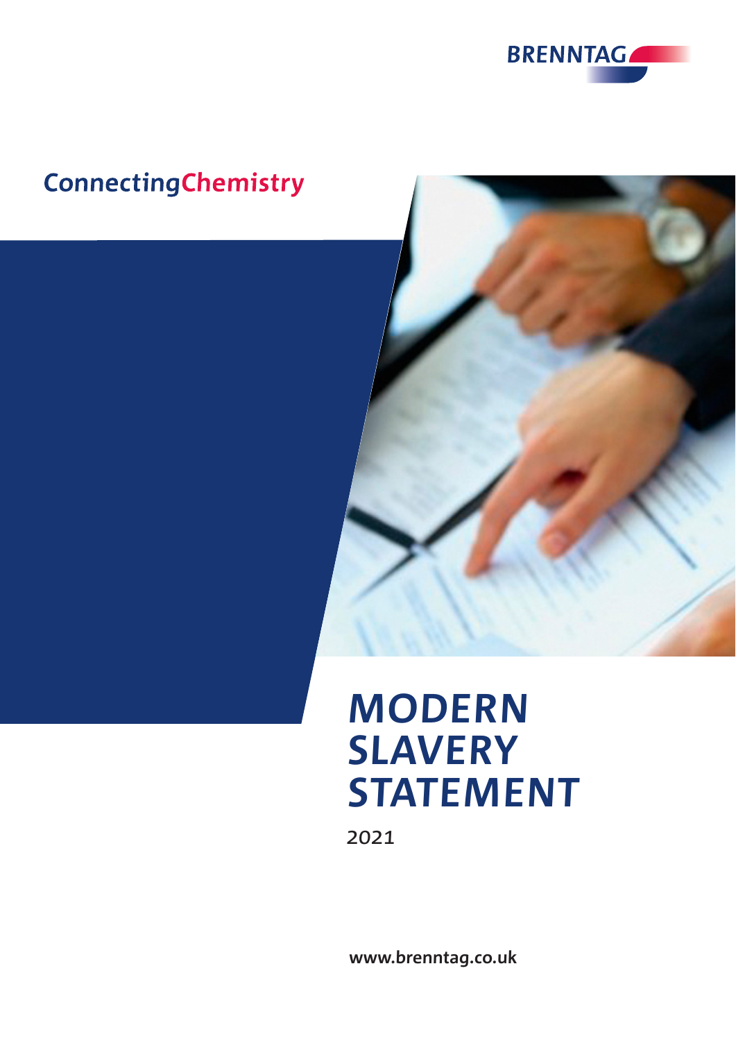BRENNTAG

ConnectingChemistry

# MODERN SLAVERY STATEMENT

2021

www.brenntag.co.uk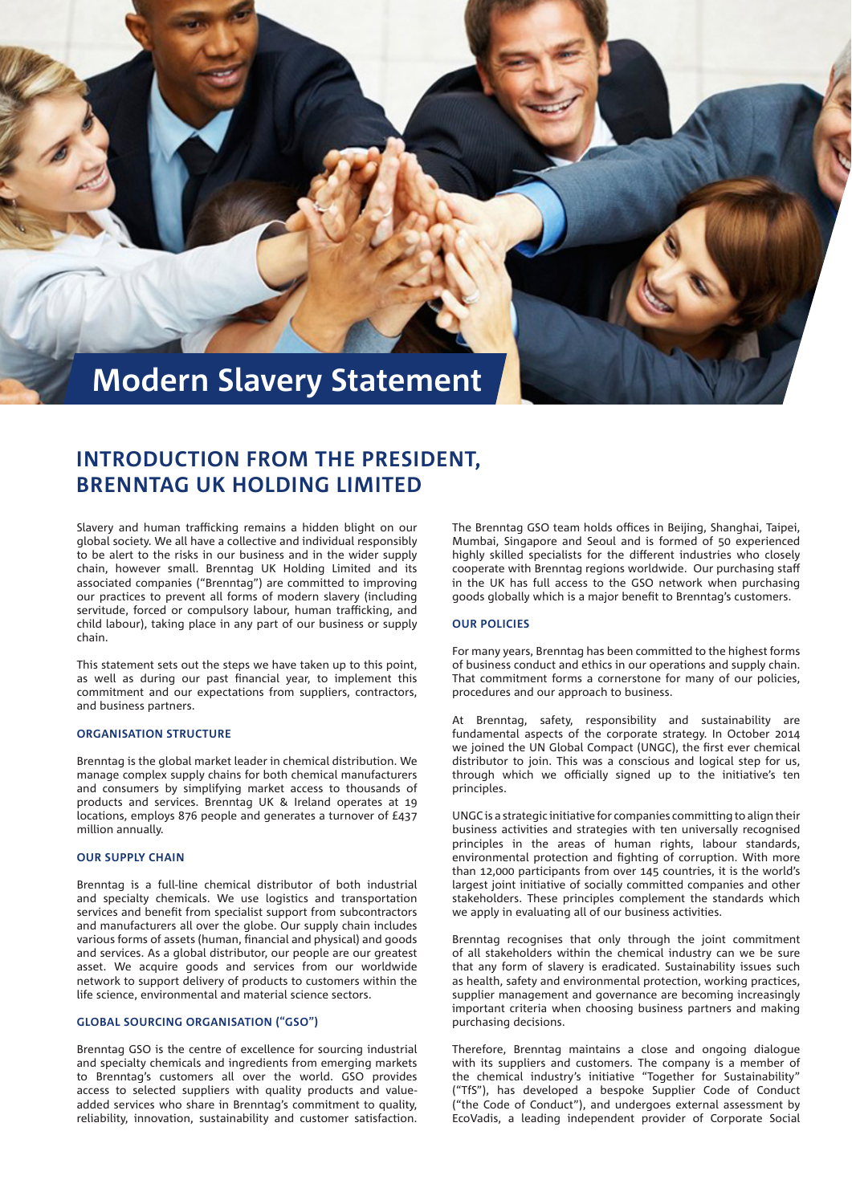# Modern Slavery Statement

## INTRODUCTION FROM THE PRESIDENT, BRENNTAG UK HOLDING LIMITED

Slavery and human trafficking remains a hidden blight on our global society. We all have a collective and individual responsibly to be alert to the risks in our business and in the wider supply chain, however small. Brenntag UK Holding Limited and its associated companies ("Brenntag") are committed to improving our practices to prevent all forms of modern slavery (including servitude, forced or compulsory labour, human trafficking, and child labour), taking place in any part of our business or supply chain.

This statement sets out the steps we have taken up to this point, as well as during our past financial year, to implement this commitment and our expectations from suppliers, contractors, and business partners.

### ORGANISATION STRUCTURE

Brenntag is the global market leader in chemical distribution. We manage complex supply chains for both chemical manufacturers and consumers by simplifying market access to thousands of products and services. Brenntag UK & Ireland operates at 19 locations, employs 876 people and generates a turnover of £437 million annually.

### OUR SUPPLY CHAIN

Brenntag is a full-line chemical distributor of both industrial and specialty chemicals. We use logistics and transportation services and benefit from specialist support from subcontractors and manufacturers all over the globe. Our supply chain includes various forms of assets (human, financial and physical) and goods and services. As a global distributor, our people are our greatest asset. We acquire goods and services from our worldwide network to support delivery of products to customers within the life science, environmental and material science sectors.

### GLOBAL SOURCING ORGANISATION ("GSO")

Brenntag GSO is the centre of excellence for sourcing industrial and specialty chemicals and ingredients from emerging markets to Brenntag's customers all over the world. GSO provides access to selected suppliers with quality products and value-added services who share in Brenntag's commitment to quality, reliability, innovation, sustainability and customer satisfaction.

The Brenntag GSO team holds offices in Beijing, Shanghai, Taipei, Mumbai, Singapore and Seoul and is formed of 50 experienced highly skilled specialists for the different industries who closely cooperate with Brenntag regions worldwide. Our purchasing staff in the UK has full access to the GSO network when purchasing goods globally which is a major benefit to Brenntag's customers.

### OUR POLICIES

For many years, Brenntag has been committed to the highest forms of business conduct and ethics in our operations and supply chain. That commitment forms a cornerstone for many of our policies, procedures and our approach to business.

At Brenntag, safety, responsibility and sustainability are fundamental aspects of the corporate strategy. In October 2014 we joined the UN Global Compact (UNGC), the first ever chemical distributor to join. This was a conscious and logical step for us, through which we officially signed up to the initiative's ten principles.

UNGC is a strategic initiative for companies committing to align their business activities and strategies with ten universally recognised principles in the areas of human rights, labour standards, environmental protection and fighting of corruption. With more than 12,000 participants from over 145 countries, it is the world's largest joint initiative of socially committed companies and other stakeholders. These principles complement the standards which we apply in evaluating all of our business activities.

Brenntag recognises that only through the joint commitment of all stakeholders within the chemical industry can we be sure that any form of slavery is eradicated. Sustainability issues such as health, safety and environmental protection, working practices, supplier management and governance are becoming increasingly important criteria when choosing business partners and making purchasing decisions.

Therefore, Brenntag maintains a close and ongoing dialogue with its suppliers and customers. The company is a member of the chemical industry's initiative "Together for Sustainability" ("TfS"), has developed a bespoke Supplier Code of Conduct ("the Code of Conduct"), and undergoes external assessment by EcoVadis, a leading independent provider of Corporate Social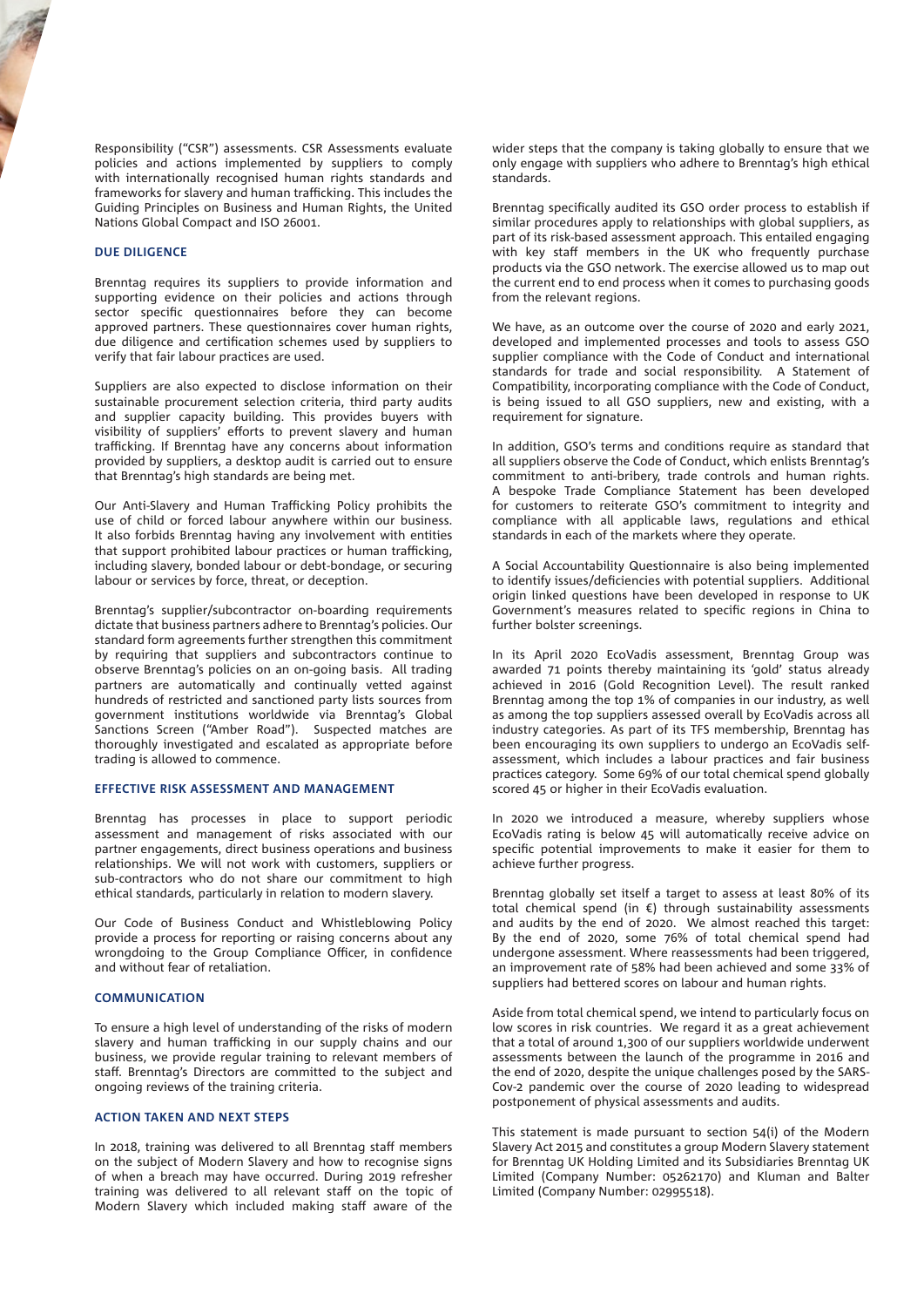Responsibility ("CSR") assessments. CSR Assessments evaluate policies and actions implemented by suppliers to comply with internationally recognised human rights standards and frameworks for slavery and human trafficking. This includes the Guiding Principles on Business and Human Rights, the United Nations Global Compact and ISO 26001.

## DUE DILIGENCE

Brenntag requires its suppliers to provide information and supporting evidence on their policies and actions through sector specific questionnaires before they can become approved partners. These questionnaires cover human rights, due diligence and certification schemes used by suppliers to verify that fair labour practices are used.

Suppliers are also expected to disclose information on their sustainable procurement selection criteria, third party audits and supplier capacity building. This provides buyers with visibility of suppliers' efforts to prevent slavery and human trafficking. If Brenntag have any concerns about information provided by suppliers, a desktop audit is carried out to ensure that Brenntag's high standards are being met.

Our Anti-Slavery and Human Trafficking Policy prohibits the use of child or forced labour anywhere within our business. It also forbids Brenntag having any involvement with entities that support prohibited labour practices or human trafficking, including slavery, bonded labour or debt-bondage, or securing labour or services by force, threat, or deception.

Brenntag's supplier/subcontractor on-boarding requirements dictate that business partners adhere to Brenntag's policies. Our standard form agreements further strengthen this commitment by requiring that suppliers and subcontractors continue to observe Brenntag's policies on an on-going basis. All trading partners are automatically and continually vetted against hundreds of restricted and sanctioned party lists sources from government institutions worldwide via Brenntag's Global Sanctions Screen ("Amber Road"). Suspected matches are thoroughly investigated and escalated as appropriate before trading is allowed to commence.

## EFFECTIVE RISK ASSESSMENT AND MANAGEMENT

Brenntag has processes in place to support periodic assessment and management of risks associated with our partner engagements, direct business operations and business relationships. We will not work with customers, suppliers or sub-contractors who do not share our commitment to high ethical standards, particularly in relation to modern slavery.

Our Code of Business Conduct and Whistleblowing Policy provide a process for reporting or raising concerns about any wrongdoing to the Group Compliance Officer, in confidence and without fear of retaliation.

## COMMUNICATION

To ensure a high level of understanding of the risks of modern slavery and human trafficking in our supply chains and our business, we provide regular training to relevant members of staff. Brenntag's Directors are committed to the subject and ongoing reviews of the training criteria.

## ACTION TAKEN AND NEXT STEPS

In 2018, training was delivered to all Brenntag staff members on the subject of Modern Slavery and how to recognise signs of when a breach may have occurred. During 2019 refresher training was delivered to all relevant staff on the topic of Modern Slavery which included making staff aware of the wider steps that the company is taking globally to ensure that we only engage with suppliers who adhere to Brenntag's high ethical standards.

Brenntag specifically audited its GSO order process to establish if similar procedures apply to relationships with global suppliers, as part of its risk-based assessment approach. This entailed engaging with key staff members in the UK who frequently purchase products via the GSO network. The exercise allowed us to map out the current end to end process when it comes to purchasing goods from the relevant regions.

We have, as an outcome over the course of 2020 and early 2021, developed and implemented processes and tools to assess GSO supplier compliance with the Code of Conduct and international standards for trade and social responsibility. A Statement of Compatibility, incorporating compliance with the Code of Conduct, is being issued to all GSO suppliers, new and existing, with a requirement for signature.

In addition, GSO's terms and conditions require as standard that all suppliers observe the Code of Conduct, which enlists Brenntag's commitment to anti-bribery, trade controls and human rights. A bespoke Trade Compliance Statement has been developed for customers to reiterate GSO's commitment to integrity and compliance with all applicable laws, regulations and ethical standards in each of the markets where they operate.

A Social Accountability Questionnaire is also being implemented to identify issues/deficiencies with potential suppliers. Additional origin linked questions have been developed in response to UK Government's measures related to specific regions in China to further bolster screenings.

In its April 2020 EcoVadis assessment, Brenntag Group was awarded 71 points thereby maintaining its 'gold' status already achieved in 2016 (Gold Recognition Level). The result ranked Brenntag among the top 1% of companies in our industry, as well as among the top suppliers assessed overall by EcoVadis across all industry categories. As part of its TFS membership, Brenntag has been encouraging its own suppliers to undergo an EcoVadis self-assessment, which includes a labour practices and fair business practices category. Some 69% of our total chemical spend globally scored 45 or higher in their EcoVadis evaluation.

In 2020 we introduced a measure, whereby suppliers whose EcoVadis rating is below 45 will automatically receive advice on specific potential improvements to make it easier for them to achieve further progress.

Brenntag globally set itself a target to assess at least 80% of its total chemical spend (in €) through sustainability assessments and audits by the end of 2020. We almost reached this target: By the end of 2020, some 76% of total chemical spend had undergone assessment. Where reassessments had been triggered, an improvement rate of 58% had been achieved and some 33% of suppliers had bettered scores on labour and human rights.

Aside from total chemical spend, we intend to particularly focus on low scores in risk countries. We regard it as a great achievement that a total of around 1,300 of our suppliers worldwide underwent assessments between the launch of the programme in 2016 and the end of 2020, despite the unique challenges posed by the SARS-Cov-2 pandemic over the course of 2020 leading to widespread postponement of physical assessments and audits.

This statement is made pursuant to section 54(i) of the Modern Slavery Act 2015 and constitutes a group Modern Slavery statement for Brenntag UK Holding Limited and its Subsidiaries Brenntag UK Limited (Company Number: 05262170) and Kluman and Balter Limited (Company Number: 02995518).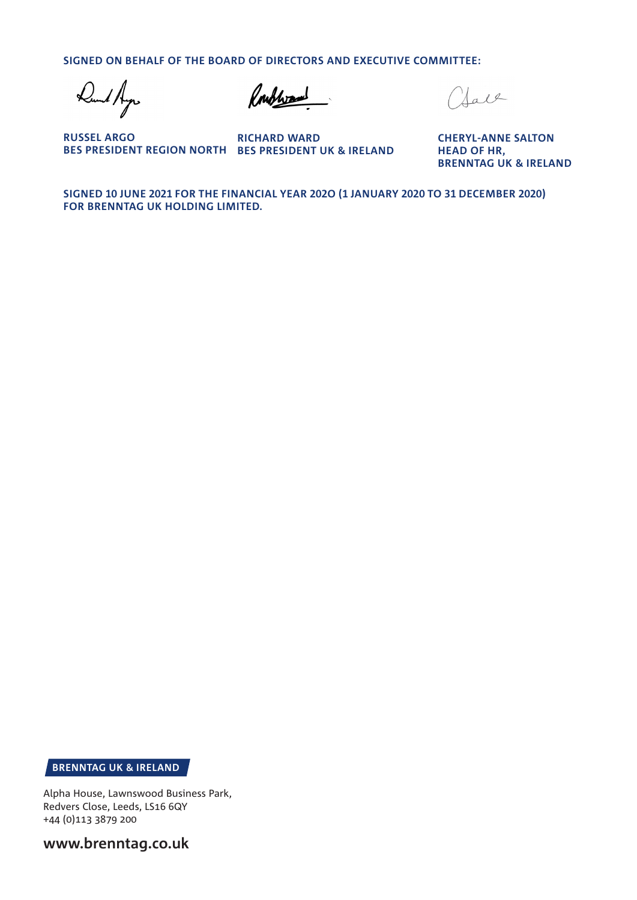**SIGNED ON BEHALF OF THE BOARD OF DIRECTORS AND EXECUTIVE COMMITTEE:**

**RUSSEL ARGO**
**BES PRESIDENT REGION NORTH**

**RICHARD WARD**
**BES PRESIDENT UK & IRELAND**

**CHERYL-ANNE SALTON**
**HEAD OF HR,**
**BRENNTAG UK & IRELAND**

**SIGNED 10 JUNE 2021 FOR THE FINANCIAL YEAR 202O (1 JANUARY 2020 TO 31 DECEMBER 2020) FOR BRENNTAG UK HOLDING LIMITED.**

**BRENNTAG UK & IRELAND**

Alpha House, Lawnswood Business Park,
Redvers Close, Leeds, LS16 6QY
+44 (0)113 3879 200

**www.brenntag.co.uk**